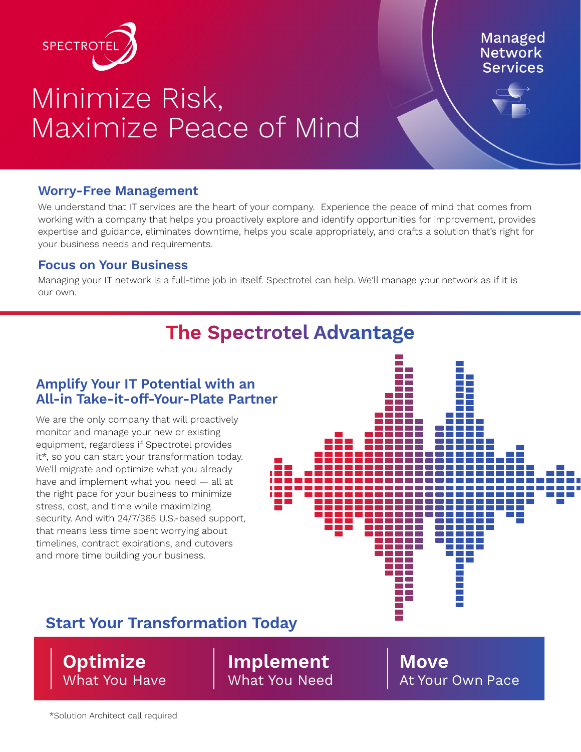SPECTROTEL

Managed Network Services

# Minimize Risk, Maximize Peace of Mind

### Worry-Free Management

We understand that IT services are the heart of your company. Experience the peace of mind that comes from working with a company that helps you proactively explore and identify opportunities for improvement, provides expertise and guidance, eliminates downtime, helps you scale appropriately, and crafts a solution that's right for your business needs and requirements.

### Focus on Your Business

Managing your IT network is a full-time job in itself. Spectrotel can help. We'll manage your network as if it is our own.

## The Spectrotel Advantage

### Amplify Your IT Potential with an All-in Take-it-off-Your-Plate Partner

We are the only company that will proactively monitor and manage your new or existing equipment, regardless if Spectrotel provides it*, so you can start your transformation today. We'll migrate and optimize what you already have and implement what you need — all at the right pace for your business to minimize stress, cost, and time while maximizing security. And with 24/7/365 U.S.-based support, that means less time spent worrying about timelines, contract expirations, and cutovers and more time building your business.

### Start Your Transformation Today

**Optimize**
What You Have

**Implement**
What You Need

**Move**
At Your Own Pace

*Solution Architect call required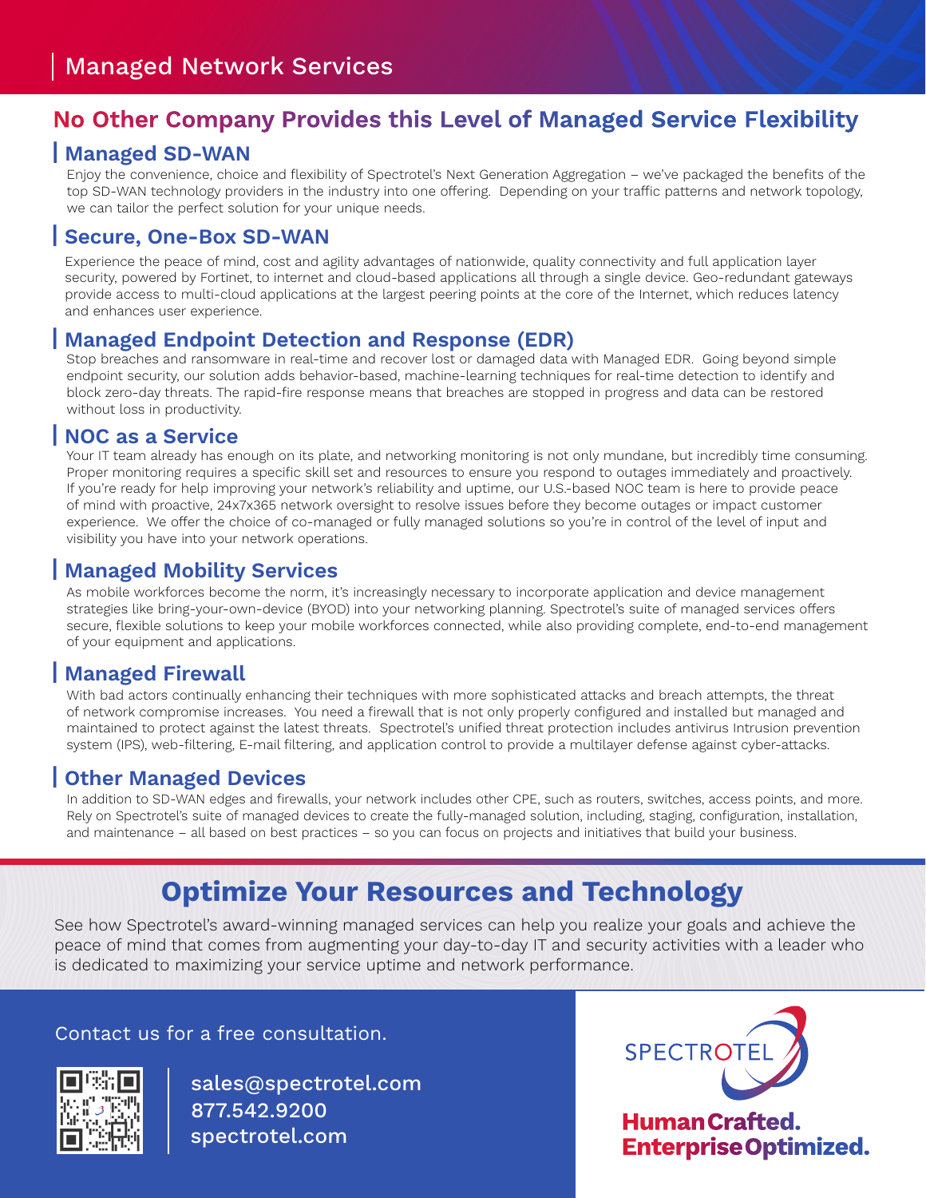# Managed Network Services

## No Other Company Provides this Level of Managed Service Flexibility

### Managed SD-WAN

Enjoy the convenience, choice and flexibility of Spectrotel's Next Generation Aggregation – we've packaged the benefits of the top SD-WAN technology providers in the industry into one offering. Depending on your traffic patterns and network topology, we can tailor the perfect solution for your unique needs.

### Secure, One-Box SD-WAN

Experience the peace of mind, cost and agility advantages of nationwide, quality connectivity and full application layer security, powered by Fortinet, to internet and cloud-based applications all through a single device. Geo-redundant gateways provide access to multi-cloud applications at the largest peering points at the core of the Internet, which reduces latency and enhances user experience.

### Managed Endpoint Detection and Response (EDR)

Stop breaches and ransomware in real-time and recover lost or damaged data with Managed EDR. Going beyond simple endpoint security, our solution adds behavior-based, machine-learning techniques for real-time detection to identify and block zero-day threats. The rapid-fire response means that breaches are stopped in progress and data can be restored without loss in productivity.

### NOC as a Service

Your IT team already has enough on its plate, and networking monitoring is not only mundane, but incredibly time consuming. Proper monitoring requires a specific skill set and resources to ensure you respond to outages immediately and proactively. If you're ready for help improving your network's reliability and uptime, our U.S.-based NOC team is here to provide peace of mind with proactive, 24x7x365 network oversight to resolve issues before they become outages or impact customer experience. We offer the choice of co-managed or fully managed solutions so you're in control of the level of input and visibility you have into your network operations.

### Managed Mobility Services

As mobile workforces become the norm, it's increasingly necessary to incorporate application and device management strategies like bring-your-own-device (BYOD) into your networking planning. Spectrotel's suite of managed services offers secure, flexible solutions to keep your mobile workforces connected, while also providing complete, end-to-end management of your equipment and applications.

### Managed Firewall

With bad actors continually enhancing their techniques with more sophisticated attacks and breach attempts, the threat of network compromise increases. You need a firewall that is not only properly configured and installed but managed and maintained to protect against the latest threats. Spectrotel's unified threat protection includes antivirus Intrusion prevention system (IPS), web-filtering, E-mail filtering, and application control to provide a multilayer defense against cyber-attacks.

### Other Managed Devices

In addition to SD-WAN edges and firewalls, your network includes other CPE, such as routers, switches, access points, and more. Rely on Spectrotel's suite of managed devices to create the fully-managed solution, including, staging, configuration, installation, and maintenance – all based on best practices – so you can focus on projects and initiatives that build your business.

## Optimize Your Resources and Technology

See how Spectrotel's award-winning managed services can help you realize your goals and achieve the peace of mind that comes from augmenting your day-to-day IT and security activities with a leader who is dedicated to maximizing your service uptime and network performance.

Contact us for a free consultation.

sales@spectrotel.com
877.542.9200
spectrotel.com

SPECTROTEL

**Human Crafted. Enterprise Optimized.**